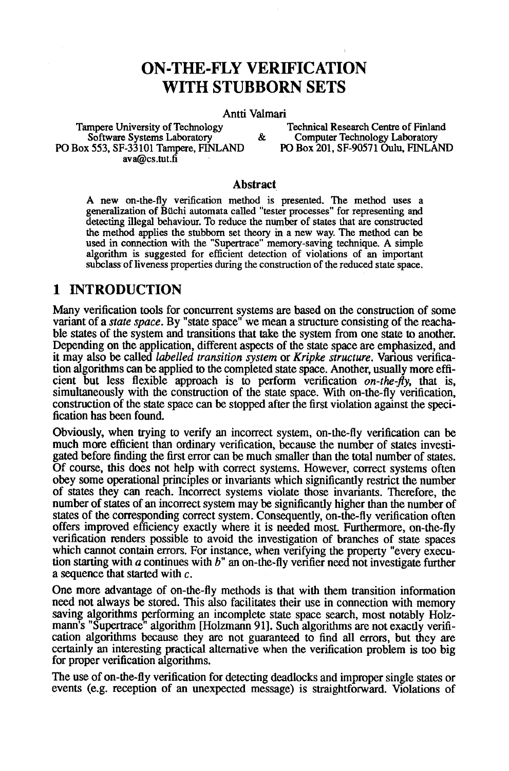# ON-THE-FLY VERIFICATION WITH STUBBORN SETS

Antti Valmari

Tampere University of Technology
Software Systems Laboratory
PO Box 553, SF-33101 Tampere, FINLAND
ava@cs.tut.fi

&

Technical Research Centre of Finland
Computer Technology Laboratory
PO Box 201, SF-90571 Oulu, FINLAND

### Abstract

A new on-the-fly verification method is presented. The method uses a generalization of Büchi automata called "tester processes" for representing and detecting illegal behaviour. To reduce the number of states that are constructed the method applies the stubborn set theory in a new way. The method can be used in connection with the "Supertrace" memory-saving technique. A simple algorithm is suggested for efficient detection of violations of an important subclass of liveness properties during the construction of the reduced state space.

## 1 INTRODUCTION

Many verification tools for concurrent systems are based on the construction of some variant of a *state space*. By "state space" we mean a structure consisting of the reachable states of the system and transitions that take the system from one state to another. Depending on the application, different aspects of the state space are emphasized, and it may also be called *labelled transition system* or *Kripke structure*. Various verification algorithms can be applied to the completed state space. Another, usually more efficient but less flexible approach is to perform verification *on-the-fly*, that is, simultaneously with the construction of the state space. With on-the-fly verification, construction of the state space can be stopped after the first violation against the specification has been found.

Obviously, when trying to verify an incorrect system, on-the-fly verification can be much more efficient than ordinary verification, because the number of states investigated before finding the first error can be much smaller than the total number of states. Of course, this does not help with correct systems. However, correct systems often obey some operational principles or invariants which significantly restrict the number of states they can reach. Incorrect systems violate those invariants. Therefore, the number of states of an incorrect system may be significantly higher than the number of states of the corresponding correct system. Consequently, on-the-fly verification often offers improved efficiency exactly where it is needed most. Furthermore, on-the-fly verification renders possible to avoid the investigation of branches of state spaces which cannot contain errors. For instance, when verifying the property "every execution starting with *a* continues with *b*" an on-the-fly verifier need not investigate further a sequence that started with *c*.

One more advantage of on-the-fly methods is that with them transition information need not always be stored. This also facilitates their use in connection with memory saving algorithms performing an incomplete state space search, most notably Holzmann's "Supertrace" algorithm [Holzmann 91]. Such algorithms are not exactly verification algorithms because they are not guaranteed to find all errors, but they are certainly an interesting practical alternative when the verification problem is too big for proper verification algorithms.

The use of on-the-fly verification for detecting deadlocks and improper single states or events (e.g. reception of an unexpected message) is straightforward. Violations of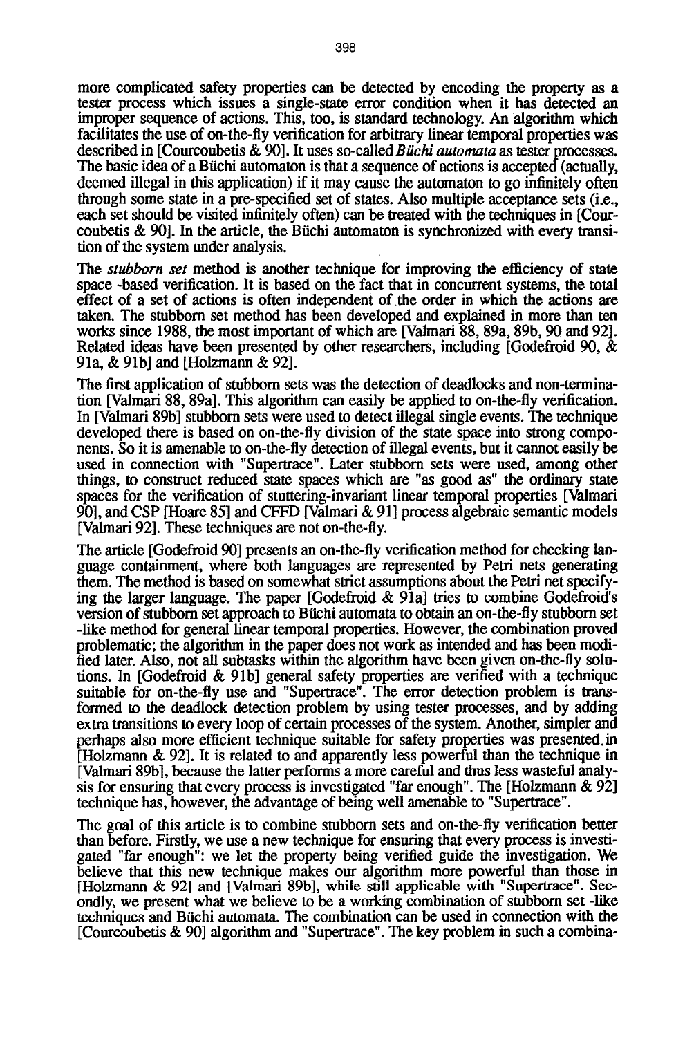more complicated safety properties can be detected by encoding the property as a tester process which issues a single-state error condition when it has detected an improper sequence of actions. This, too, is standard technology. An algorithm which facilitates the use of on-the-fly verification for arbitrary linear temporal properties was described in [Courcoubetis & 90]. It uses so-called *Büchi automata* as tester processes. The basic idea of a Büchi automaton is that a sequence of actions is accepted (actually, deemed illegal in this application) if it may cause the automaton to go infinitely often through some state in a pre-specified set of states. Also multiple acceptance sets (i.e., each set should be visited infinitely often) can be treated with the techniques in [Courcoubetis & 90]. In the article, the Büchi automaton is synchronized with every transition of the system under analysis.

The *stubborn set* method is another technique for improving the efficiency of state space -based verification. It is based on the fact that in concurrent systems, the total effect of a set of actions is often independent of the order in which the actions are taken. The stubborn set method has been developed and explained in more than ten works since 1988, the most important of which are [Valmari 88, 89a, 89b, 90 and 92]. Related ideas have been presented by other researchers, including [Godefroid 90, & 91a, & 91b] and [Holzmann & 92].

The first application of stubborn sets was the detection of deadlocks and non-termination [Valmari 88, 89a]. This algorithm can easily be applied to on-the-fly verification. In [Valmari 89b] stubborn sets were used to detect illegal single events. The technique developed there is based on on-the-fly division of the state space into strong components. So it is amenable to on-the-fly detection of illegal events, but it cannot easily be used in connection with "Supertrace". Later stubborn sets were used, among other things, to construct reduced state spaces which are "as good as" the ordinary state spaces for the verification of stuttering-invariant linear temporal properties [Valmari 90], and CSP [Hoare 85] and CFFD [Valmari & 91] process algebraic semantic models [Valmari 92]. These techniques are not on-the-fly.

The article [Godefroid 90] presents an on-the-fly verification method for checking language containment, where both languages are represented by Petri nets generating them. The method is based on somewhat strict assumptions about the Petri net specifying the larger language. The paper [Godefroid & 91a] tries to combine Godefroid's version of stubborn set approach to Büchi automata to obtain an on-the-fly stubborn set -like method for general linear temporal properties. However, the combination proved problematic; the algorithm in the paper does not work as intended and has been modified later. Also, not all subtasks within the algorithm have been given on-the-fly solutions. In [Godefroid & 91b] general safety properties are verified with a technique suitable for on-the-fly use and "Supertrace". The error detection problem is transformed to the deadlock detection problem by using tester processes, and by adding extra transitions to every loop of certain processes of the system. Another, simpler and perhaps also more efficient technique suitable for safety properties was presented in [Holzmann & 92]. It is related to and apparently less powerful than the technique in [Valmari 89b], because the latter performs a more careful and thus less wasteful analysis for ensuring that every process is investigated "far enough". The [Holzmann & 92] technique has, however, the advantage of being well amenable to "Supertrace".

The goal of this article is to combine stubborn sets and on-the-fly verification better than before. Firstly, we use a new technique for ensuring that every process is investigated "far enough": we let the property being verified guide the investigation. We believe that this new technique makes our algorithm more powerful than those in [Holzmann & 92] and [Valmari 89b], while still applicable with "Supertrace". Secondly, we present what we believe to be a working combination of stubborn set -like techniques and Büchi automata. The combination can be used in connection with the [Courcoubetis & 90] algorithm and "Supertrace". The key problem in such a combina-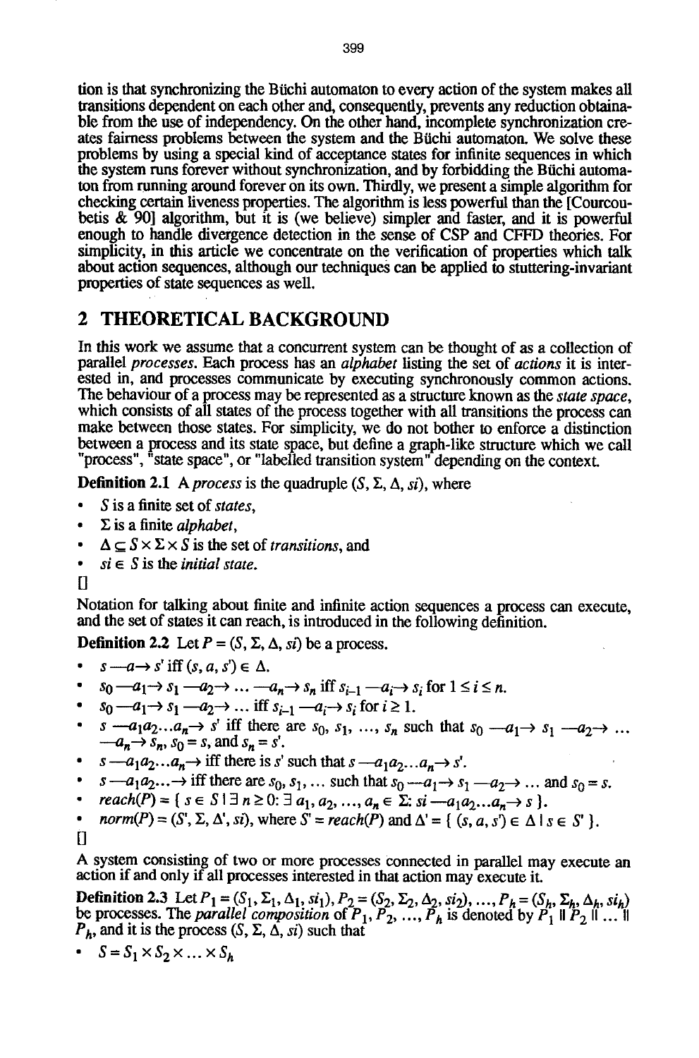tion is that synchronizing the Büchi automaton to every action of the system makes all transitions dependent on each other and, consequently, prevents any reduction obtainable from the use of independency. On the other hand, incomplete synchronization creates fairness problems between the system and the Büchi automaton. We solve these problems by using a special kind of acceptance states for infinite sequences in which the system runs forever without synchronization, and by forbidding the Büchi automaton from running around forever on its own. Thirdly, we present a simple algorithm for checking certain liveness properties. The algorithm is less powerful than the [Courcoubetis & 90] algorithm, but it is (we believe) simpler and faster, and it is powerful enough to handle divergence detection in the sense of CSP and CFFD theories. For simplicity, in this article we concentrate on the verification of properties which talk about action sequences, although our techniques can be applied to stuttering-invariant properties of state sequences as well.

## 2 THEORETICAL BACKGROUND

In this work we assume that a concurrent system can be thought of as a collection of parallel *processes*. Each process has an *alphabet* listing the set of *actions* it is interested in, and processes communicate by executing synchronously common actions. The behaviour of a process may be represented as a structure known as the *state space*, which consists of all states of the process together with all transitions the process can make between those states. For simplicity, we do not bother to enforce a distinction between a process and its state space, but define a graph-like structure which we call "process", "state space", or "labelled transition system" depending on the context.

**Definition 2.1** A *process* is the quadruple $(S, \Sigma, \Delta, si)$, where

- $S$ is a finite set of *states*,
- $\Sigma$ is a finite *alphabet*,
- $\Delta \subseteq S \times \Sigma \times S$ is the set of *transitions*, and
- $si \in S$ is the *initial state*.

□

Notation for talking about finite and infinite action sequences a process can execute, and the set of states it can reach, is introduced in the following definition.

**Definition 2.2** Let $P = (S, \Sigma, \Delta, si)$ be a process.

- $s \text{—}a\text{→} s'$ iff $(s, a, s') \in \Delta$.
- $s_0 \text{—}a_1\text{→} s_1 \text{—}a_2\text{→} \ldots \text{—}a_n\text{→} s_n$ iff $s_{i-1} \text{—}a_i\text{→} s_i$ for $1 \leq i \leq n$.
- $s_0 \text{—}a_1\text{→} s_1 \text{—}a_2\text{→} \ldots$ iff $s_{i-1} \text{—}a_i\text{→} s_i$ for $i \geq 1$.
- $s \text{—}a_1a_2\ldots a_n\text{→} s'$ iff there are $s_0, s_1, \ldots, s_n$ such that $s_0 \text{—}a_1\text{→} s_1 \text{—}a_2\text{→} \ldots \text{—}a_n\text{→} s_n$, $s_0 = s$, and $s_n = s'$.
- $s \text{—}a_1a_2\ldots a_n\text{→}$ iff there is $s'$ such that $s \text{—}a_1a_2\ldots a_n\text{→} s'$.
- $s \text{—}a_1a_2\ldots\text{→}$ iff there are $s_0, s_1, \ldots$ such that $s_0 \text{—}a_1\text{→} s_1 \text{—}a_2\text{→} \ldots$ and $s_0 = s$.
- $reach(P) = \{ s \in S \mid \exists\, n \geq 0 \text{: } \exists\, a_1, a_2, \ldots, a_n \in \Sigma\text{: } si \text{—}a_1a_2\ldots a_n\text{→} s \}$.
- $norm(P) = (S', \Sigma, \Delta', si)$, where $S' = reach(P)$ and $\Delta' = \{ (s, a, s') \in \Delta \mid s \in S' \}$.

□

A system consisting of two or more processes connected in parallel may execute an action if and only if all processes interested in that action may execute it.

**Definition 2.3** Let $P_1 = (S_1, \Sigma_1, \Delta_1, si_1), P_2 = (S_2, \Sigma_2, \Delta_2, si_2), \ldots, P_h = (S_h, \Sigma_h, \Delta_h, si_h)$ be processes. The *parallel composition* of $P_1, P_2, \ldots, P_h$ is denoted by $P_1 \,||\, P_2 \,||\, \ldots \,||\, P_h$, and it is the process $(S, \Sigma, \Delta, si)$ such that

- $S = S_1 \times S_2 \times \ldots \times S_h$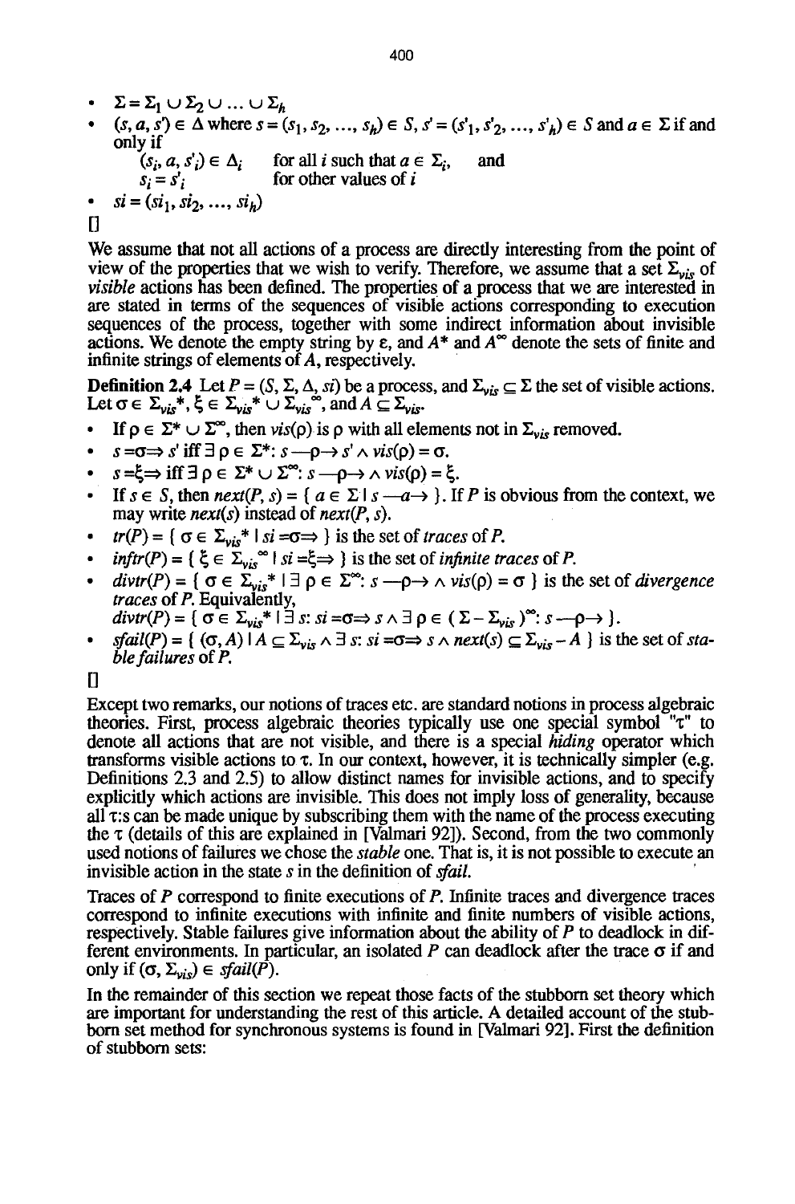- $\Sigma = \Sigma_1 \cup \Sigma_2 \cup \ldots \cup \Sigma_h$
- $(s, a, s') \in \Delta$ where $s = (s_1, s_2, \ldots, s_h) \in S$, $s' = (s'_1, s'_2, \ldots, s'_h) \in S$ and $a \in \Sigma$ if and only if

  $(s_i, a, s'_i) \in \Delta_i$ for all $i$ such that $a \in \Sigma_i$, and

  $s_i = s'_i$ for other values of $i$
- $si = (si_1, si_2, \ldots, si_h)$

□

We assume that not all actions of a process are directly interesting from the point of view of the properties that we wish to verify. Therefore, we assume that a set $\Sigma_{vis}$ of *visible* actions has been defined. The properties of a process that we are interested in are stated in terms of the sequences of visible actions corresponding to execution sequences of the process, together with some indirect information about invisible actions. We denote the empty string by $\varepsilon$, and $A^*$ and $A^\infty$ denote the sets of finite and infinite strings of elements of $A$, respectively.

**Definition 2.4** Let $P = (S, \Sigma, \Delta, si)$ be a process, and $\Sigma_{vis} \subseteq \Sigma$ the set of visible actions. Let $\sigma \in \Sigma_{vis}^*$, $\xi \in \Sigma_{vis}^* \cup \Sigma_{vis}^\infty$, and $A \subseteq \Sigma_{vis}$.

- If $\rho \in \Sigma^* \cup \Sigma^\infty$, then $vis(\rho)$ is $\rho$ with all elements not in $\Sigma_{vis}$ removed.
- $s =\sigma\Rightarrow s'$ iff $\exists\, \rho \in \Sigma^*$: $s -\rho\rightarrow s' \wedge vis(\rho) = \sigma$.
- $s =\xi\Rightarrow$ iff $\exists\, \rho \in \Sigma^* \cup \Sigma^\infty$: $s -\rho\rightarrow \wedge\, vis(\rho) = \xi$.
- If $s \in S$, then $next(P, s) = \{\, a \in \Sigma \mid s -a\rightarrow \,\}$. If $P$ is obvious from the context, we may write $next(s)$ instead of $next(P, s)$.
- $tr(P) = \{\, \sigma \in \Sigma_{vis}^* \mid si =\sigma\Rightarrow \,\}$ is the set of *traces* of $P$.
- $inftr(P) = \{\, \xi \in \Sigma_{vis}^\infty \mid si =\xi\Rightarrow \,\}$ is the set of *infinite traces* of $P$.
- $divtr(P) = \{\, \sigma \in \Sigma_{vis}^* \mid \exists\, \rho \in \Sigma^\infty$: $s -\rho\rightarrow \wedge\, vis(\rho) = \sigma \,\}$ is the set of *divergence traces* of $P$. Equivalently,
  $divtr(P) = \{\, \sigma \in \Sigma_{vis}^* \mid \exists\, s$: $si =\sigma\Rightarrow s \wedge \exists\, \rho \in (\Sigma - \Sigma_{vis})^\infty$: $s -\rho\rightarrow \,\}$.
- $sfail(P) = \{\, (\sigma, A) \mid A \subseteq \Sigma_{vis} \wedge \exists\, s$: $si =\sigma\Rightarrow s \wedge next(s) \subseteq \Sigma_{vis} - A \,\}$ is the set of *stable failures* of $P$.

□

Except two remarks, our notions of traces etc. are standard notions in process algebraic theories. First, process algebraic theories typically use one special symbol "$\tau$" to denote all actions that are not visible, and there is a special *hiding* operator which transforms visible actions to $\tau$. In our context, however, it is technically simpler (e.g. Definitions 2.3 and 2.5) to allow distinct names for invisible actions, and to specify explicitly which actions are invisible. This does not imply loss of generality, because all $\tau$:s can be made unique by subscribing them with the name of the process executing the $\tau$ (details of this are explained in [Valmari 92]). Second, from the two commonly used notions of failures we chose the *stable* one. That is, it is not possible to execute an invisible action in the state $s$ in the definition of *sfail*.

Traces of $P$ correspond to finite executions of $P$. Infinite traces and divergence traces correspond to infinite executions with infinite and finite numbers of visible actions, respectively. Stable failures give information about the ability of $P$ to deadlock in different environments. In particular, an isolated $P$ can deadlock after the trace $\sigma$ if and only if $(\sigma, \Sigma_{vis}) \in sfail(P)$.

In the remainder of this section we repeat those facts of the stubborn set theory which are important for understanding the rest of this article. A detailed account of the stubborn set method for synchronous systems is found in [Valmari 92]. First the definition of stubborn sets: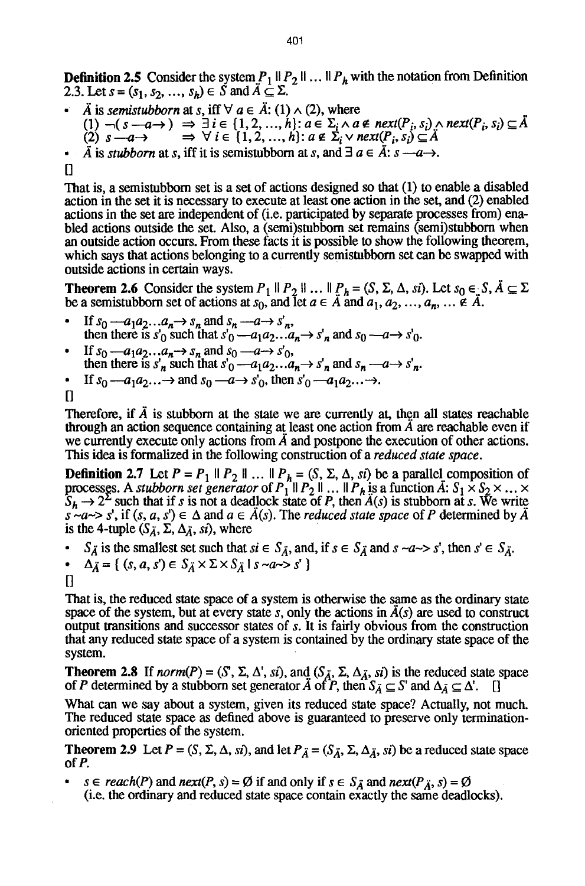**Definition 2.5** Consider the system $P_1 \parallel P_2 \parallel \ldots \parallel P_h$ with the notation from Definition 2.3. Let $s = (s_1, s_2, \ldots, s_h) \in S$ and $\ddot{A} \subseteq \Sigma$.

- $\ddot{A}$ is *semistubborn* at $s$, iff $\forall\, a \in \ddot{A}$: (1) $\wedge$ (2), where
  (1) $\neg(s \text{ —}a\text{→}) \;\Rightarrow\; \exists\, i \in \{1, 2, \ldots, h\}: a \in \Sigma_i \wedge a \notin next(P_i, s_i) \wedge next(P_i, s_i) \subseteq \ddot{A}$
  (2) $s \text{ —}a\text{→} \;\Rightarrow\; \forall\, i \in \{1, 2, \ldots, h\}: a \notin \Sigma_i \vee next(P_i, s_i) \subseteq \ddot{A}$
- $\ddot{A}$ is *stubborn* at $s$, iff it is semistubborn at $s$, and $\exists\, a \in \ddot{A}$: $s \text{ —}a\text{→}$.

[]

That is, a semistubborn set is a set of actions designed so that (1) to enable a disabled action in the set it is necessary to execute at least one action in the set, and (2) enabled actions in the set are independent of (i.e. participated by separate processes from) enabled actions outside the set. Also, a (semi)stubborn set remains (semi)stubborn when an outside action occurs. From these facts it is possible to show the following theorem, which says that actions belonging to a currently semistubborn set can be swapped with outside actions in certain ways.

**Theorem 2.6** Consider the system $P_1 \parallel P_2 \parallel \ldots \parallel P_h = (S, \Sigma, \Delta, si)$. Let $s_0 \in S$, $\ddot{A} \subseteq \Sigma$ be a semistubborn set of actions at $s_0$, and let $a \in \ddot{A}$ and $a_1, a_2, \ldots, a_n, \ldots \notin \ddot{A}$.

- If $s_0 \text{ —}a_1a_2\ldots a_n\text{→}\, s_n$ and $s_n \text{ —}a\text{→}\, s'_n$,
  then there is $s'_0$ such that $s'_0 \text{ —}a_1a_2\ldots a_n\text{→}\, s'_n$ and $s_0 \text{ —}a\text{→}\, s'_0$.
- If $s_0 \text{ —}a_1a_2\ldots a_n\text{→}\, s_n$ and $s_0 \text{ —}a\text{→}\, s'_0$,
  then there is $s'_n$ such that $s'_0 \text{ —}a_1a_2\ldots a_n\text{→}\, s'_n$ and $s_n \text{ —}a\text{→}\, s'_n$.
- If $s_0 \text{ —}a_1a_2\ldots\text{→}$ and $s_0 \text{ —}a\text{→}\, s'_0$, then $s'_0 \text{ —}a_1a_2\ldots\text{→}$.

[]

Therefore, if $\ddot{A}$ is stubborn at the state we are currently at, then all states reachable through an action sequence containing at least one action from $\ddot{A}$ are reachable even if we currently execute only actions from $\ddot{A}$ and postpone the execution of other actions. This idea is formalized in the following construction of a *reduced state space*.

**Definition 2.7** Let $P = P_1 \parallel P_2 \parallel \ldots \parallel P_h = (S, \Sigma, \Delta, si)$ be a parallel composition of processes. A *stubborn set generator* of $P_1 \parallel P_2 \parallel \ldots \parallel P_h$ is a function $\ddot{A}: S_1 \times S_2 \times \ldots \times S_h \rightarrow 2^{\Sigma}$ such that if $s$ is not a deadlock state of $P$, then $\ddot{A}(s)$ is stubborn at $s$. We write $s \text{ \textasciitilde}a\text{\textasciitilde>}\, s'$, if $(s, a, s') \in \Delta$ and $a \in \ddot{A}(s)$. The *reduced state space* of $P$ determined by $\ddot{A}$ is the 4-tuple $(S_{\ddot{A}}, \Sigma, \Delta_{\ddot{A}}, si)$, where

- $S_{\ddot{A}}$ is the smallest set such that $si \in S_{\ddot{A}}$, and, if $s \in S_{\ddot{A}}$ and $s \text{ \textasciitilde}a\text{\textasciitilde>}\, s'$, then $s' \in S_{\ddot{A}}$.
- $\Delta_{\ddot{A}} = \{\, (s, a, s') \in S_{\ddot{A}} \times \Sigma \times S_{\ddot{A}} \mid s \text{ \textasciitilde}a\text{\textasciitilde>}\, s' \,\}$

[]

That is, the reduced state space of a system is otherwise the same as the ordinary state space of the system, but at every state $s$, only the actions in $\ddot{A}(s)$ are used to construct output transitions and successor states of $s$. It is fairly obvious from the construction that any reduced state space of a system is contained by the ordinary state space of the system.

**Theorem 2.8** If $norm(P) = (S', \Sigma, \Delta', si)$, and $(S_{\ddot{A}}, \Sigma, \Delta_{\ddot{A}}, si)$ is the reduced state space of $P$ determined by a stubborn set generator $\ddot{A}$ of $P$, then $S_{\ddot{A}} \subseteq S'$ and $\Delta_{\ddot{A}} \subseteq \Delta'$. []

What can we say about a system, given its reduced state space? Actually, not much. The reduced state space as defined above is guaranteed to preserve only termination-oriented properties of the system.

**Theorem 2.9** Let $P = (S, \Sigma, \Delta, si)$, and let $P_{\ddot{A}} = (S_{\ddot{A}}, \Sigma, \Delta_{\ddot{A}}, si)$ be a reduced state space of $P$.

- $s \in reach(P)$ and $next(P, s) = \emptyset$ if and only if $s \in S_{\ddot{A}}$ and $next(P_{\ddot{A}}, s) = \emptyset$
  (i.e. the ordinary and reduced state space contain exactly the same deadlocks).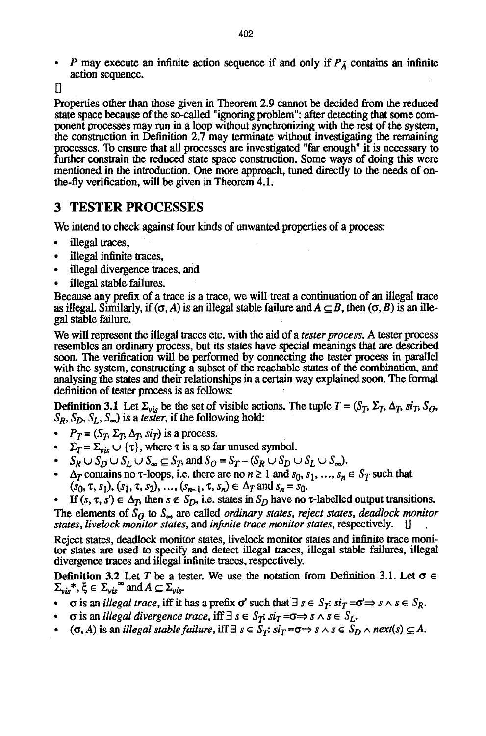- $P$ may execute an infinite action sequence if and only if $P_{\breve{A}}$ contains an infinite action sequence.

□

Properties other than those given in Theorem 2.9 cannot be decided from the reduced state space because of the so-called "ignoring problem": after detecting that some component processes may run in a loop without synchronizing with the rest of the system, the construction in Definition 2.7 may terminate without investigating the remaining processes. To ensure that all processes are investigated "far enough" it is necessary to further constrain the reduced state space construction. Some ways of doing this were mentioned in the introduction. One more approach, tuned directly to the needs of on-the-fly verification, will be given in Theorem 4.1.

# 3 TESTER PROCESSES

We intend to check against four kinds of unwanted properties of a process:

- illegal traces,
- illegal infinite traces,
- illegal divergence traces, and
- illegal stable failures.

Because any prefix of a trace is a trace, we will treat a continuation of an illegal trace as illegal. Similarly, if $(\sigma, A)$ is an illegal stable failure and $A \subseteq B$, then $(\sigma, B)$ is an illegal stable failure.

We will represent the illegal traces etc. with the aid of a *tester process*. A tester process resembles an ordinary process, but its states have special meanings that are described soon. The verification will be performed by connecting the tester process in parallel with the system, constructing a subset of the reachable states of the combination, and analysing the states and their relationships in a certain way explained soon. The formal definition of tester process is as follows:

**Definition 3.1** Let $\Sigma_{vis}$ be the set of visible actions. The tuple $T = (S_T, \Sigma_T, \Delta_T, si_T, S_O, S_R, S_D, S_L, S_\infty)$ is a *tester*, if the following hold:

- $P_T = (S_T, \Sigma_T, \Delta_T, si_T)$ is a process.
- $\Sigma_T = \Sigma_{vis} \cup \{\tau\}$, where $\tau$ is a so far unused symbol.
- $S_R \cup S_D \cup S_L \cup S_\infty \subseteq S_T$, and $S_O = S_T - (S_R \cup S_D \cup S_L \cup S_\infty)$.
- $\Delta_T$ contains no $\tau$-loops, i.e. there are no $n \geq 1$ and $s_0, s_1, ..., s_n \in S_T$ such that $(s_0, \tau, s_1), (s_1, \tau, s_2), ..., (s_{n-1}, \tau, s_n) \in \Delta_T$ and $s_n = s_0$.
- If $(s, \tau, s') \in \Delta_T$, then $s \notin S_D$, i.e. states in $S_D$ have no $\tau$-labelled output transitions.

The elements of $S_O$ to $S_\infty$ are called *ordinary states*, *reject states*, *deadlock monitor states*, *livelock monitor states*, and *infinite trace monitor states*, respectively. □

Reject states, deadlock monitor states, livelock monitor states and infinite trace monitor states are used to specify and detect illegal traces, illegal stable failures, illegal divergence traces and illegal infinite traces, respectively.

**Definition 3.2** Let $T$ be a tester. We use the notation from Definition 3.1. Let $\sigma \in \Sigma_{vis}^*$, $\xi \in \Sigma_{vis}^\infty$ and $A \subseteq \Sigma_{vis}$.

- $\sigma$ is an *illegal trace*, iff it has a prefix $\sigma'$ such that $\exists\, s \in S_T$: $si_T = \sigma' \Rightarrow s \wedge s \in S_R$.
- $\sigma$ is an *illegal divergence trace*, iff $\exists\, s \in S_T$: $si_T = \sigma \Rightarrow s \wedge s \in S_L$.
- $(\sigma, A)$ is an *illegal stable failure*, iff $\exists\, s \in S_T$: $si_T = \sigma \Rightarrow s \wedge s \in S_D \wedge next(s) \subseteq A$.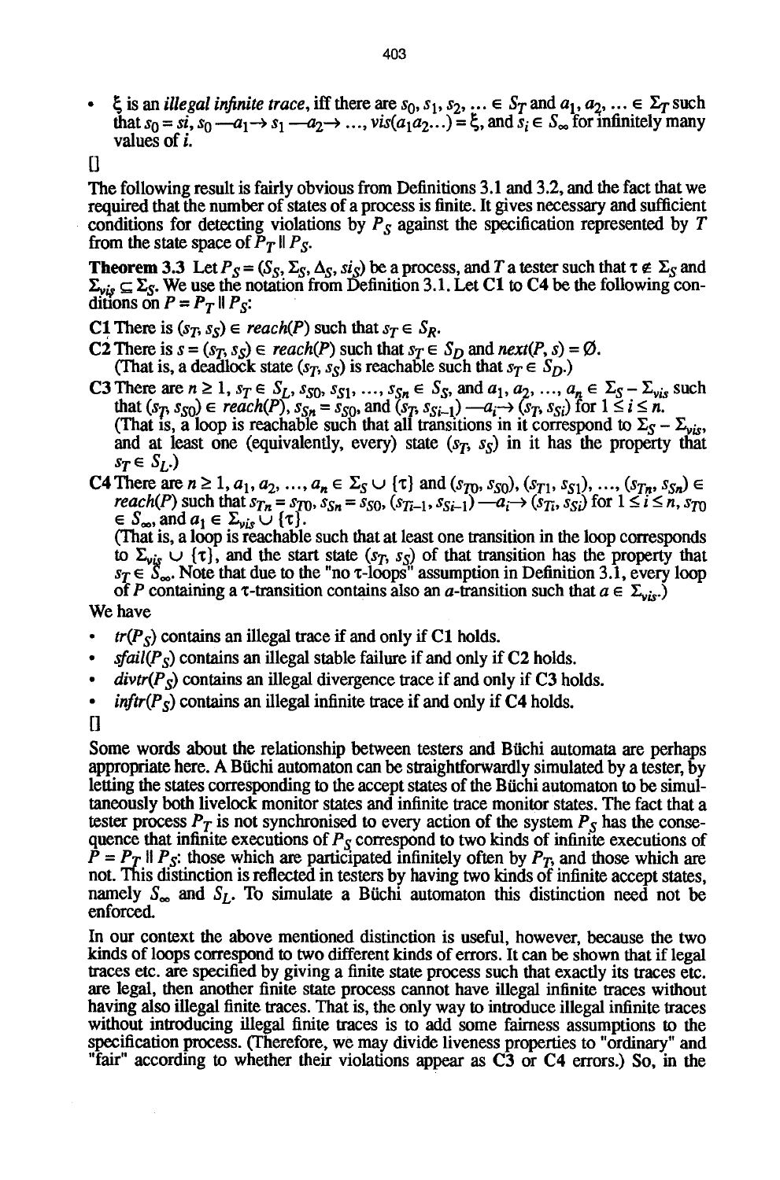- $\xi$ is an *illegal infinite trace*, iff there are $s_0, s_1, s_2, \ldots \in S_T$ and $a_1, a_2, \ldots \in \Sigma_T$ such that $s_0 = si$, $s_0 \text{ —}a_1\text{→ } s_1 \text{ —}a_2\text{→ } \ldots$, $vis(a_1 a_2 \ldots) = \xi$, and $s_i \in S_\infty$ for infinitely many values of $i$.

□

The following result is fairly obvious from Definitions 3.1 and 3.2, and the fact that we required that the number of states of a process is finite. It gives necessary and sufficient conditions for detecting violations by $P_S$ against the specification represented by $T$ from the state space of $P_T \parallel P_S$.

**Theorem 3.3** Let $P_S = (S_S, \Sigma_S, \Delta_S, si_S)$ be a process, and $T$ a tester such that $\tau \notin \Sigma_S$ and $\Sigma_{vis} \subseteq \Sigma_S$. We use the notation from Definition 3.1. Let **C1** to **C4** be the following conditions on $P = P_T \parallel P_S$:

**C1** There is $(s_T, s_S) \in reach(P)$ such that $s_T \in S_R$.

**C2** There is $s = (s_T, s_S) \in reach(P)$ such that $s_T \in S_D$ and $next(P, s) = \emptyset$.
(That is, a deadlock state $(s_T, s_S)$ is reachable such that $s_T \in S_D$.)

**C3** There are $n \geq 1$, $s_T \in S_L$, $s_{S0}, s_{S1}, \ldots, s_{Sn} \in S_S$, and $a_1, a_2, \ldots, a_n \in \Sigma_S - \Sigma_{vis}$ such that $(s_T, s_{S0}) \in reach(P)$, $s_{Sn} = s_{S0}$, and $(s_T, s_{Si-1}) \text{ —}a_i\text{→ } (s_T, s_{Si})$ for $1 \leq i \leq n$.
(That is, a loop is reachable such that all transitions in it correspond to $\Sigma_S - \Sigma_{vis}$, and at least one (equivalently, every) state $(s_T, s_S)$ in it has the property that $s_T \in S_L$.)

**C4** There are $n \geq 1$, $a_1, a_2, \ldots, a_n \in \Sigma_S \cup \{\tau\}$ and $(s_{T0}, s_{S0}), (s_{T1}, s_{S1}), \ldots, (s_{Tn}, s_{Sn}) \in reach(P)$ such that $s_{Tn} = s_{T0}$, $s_{Sn} = s_{S0}$, $(s_{Ti-1}, s_{Si-1}) \text{ —}a_i\text{→ } (s_{Ti}, s_{Si})$ for $1 \leq i \leq n$, $s_{T0} \in S_\infty$, and $a_1 \in \Sigma_{vis} \cup \{\tau\}$.
(That is, a loop is reachable such that at least one transition in the loop corresponds to $\Sigma_{vis} \cup \{\tau\}$, and the start state $(s_T, s_S)$ of that transition has the property that $s_T \in S_\infty$. Note that due to the "no $\tau$-loops" assumption in Definition 3.1, every loop of $P$ containing a $\tau$-transition contains also an $a$-transition such that $a \in \Sigma_{vis}$.)

We have

- $tr(P_S)$ contains an illegal trace if and only if **C1** holds.
- $sfail(P_S)$ contains an illegal stable failure if and only if **C2** holds.
- $divtr(P_S)$ contains an illegal divergence trace if and only if **C3** holds.
- $inftr(P_S)$ contains an illegal infinite trace if and only if **C4** holds.

□

Some words about the relationship between testers and Büchi automata are perhaps appropriate here. A Büchi automaton can be straightforwardly simulated by a tester, by letting the states corresponding to the accept states of the Büchi automaton to be simultaneously both livelock monitor states and infinite trace monitor states. The fact that a tester process $P_T$ is not synchronised to every action of the system $P_S$ has the consequence that infinite executions of $P_S$ correspond to two kinds of infinite executions of $P = P_T \parallel P_S$: those which are participated infinitely often by $P_T$, and those which are not. This distinction is reflected in testers by having two kinds of infinite accept states, namely $S_\infty$ and $S_L$. To simulate a Büchi automaton this distinction need not be enforced.

In our context the above mentioned distinction is useful, however, because the two kinds of loops correspond to two different kinds of errors. It can be shown that if legal traces etc. are specified by giving a finite state process such that exactly its traces etc. are legal, then another finite state process cannot have illegal infinite traces without having also illegal finite traces. That is, the only way to introduce illegal infinite traces without introducing illegal finite traces is to add some fairness assumptions to the specification process. (Therefore, we may divide liveness properties to "ordinary" and "fair" according to whether their violations appear as C3 or C4 errors.) So, in the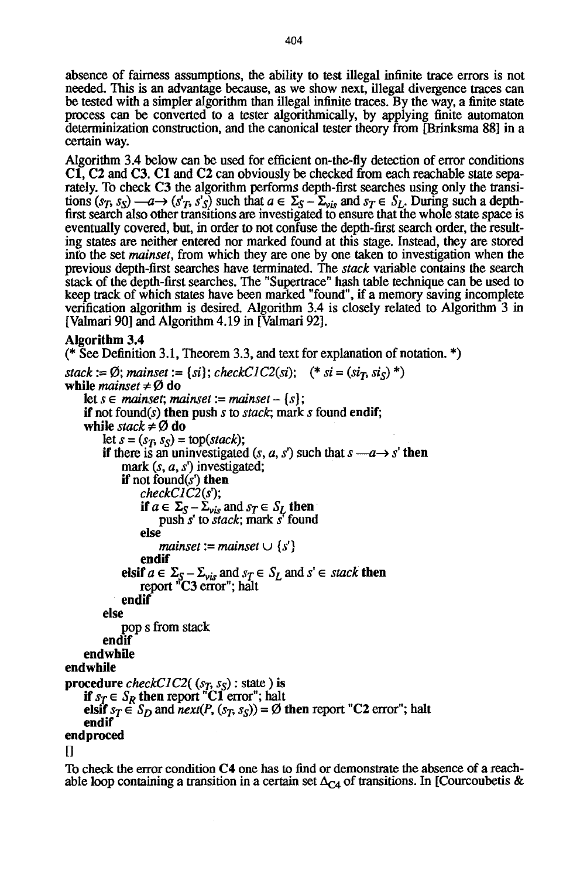absence of fairness assumptions, the ability to test illegal infinite trace errors is not needed. This is an advantage because, as we show next, illegal divergence traces can be tested with a simpler algorithm than illegal infinite traces. By the way, a finite state process can be converted to a tester algorithmically, by applying finite automaton determinization construction, and the canonical tester theory from [Brinksma 88] in a certain way.

Algorithm 3.4 below can be used for efficient on-the-fly detection of error conditions **C1**, **C2** and **C3**. **C1** and **C2** can obviously be checked from each reachable state separately. To check **C3** the algorithm performs depth-first searches using only the transitions $(s_T, s_S) \text{—}a\text{→} (s'_T, s'_S)$ such that $a \in \Sigma_S - \Sigma_{vis}$ and $s_T \in S_L$. During such a depth-first search also other transitions are investigated to ensure that the whole state space is eventually covered, but, in order to not confuse the depth-first search order, the resulting states are neither entered nor marked found at this stage. Instead, they are stored into the set *mainset*, from which they are one by one taken to investigation when the previous depth-first searches have terminated. The *stack* variable contains the search stack of the depth-first searches. The "Supertrace" hash table technique can be used to keep track of which states have been marked "found", if a memory saving incomplete verification algorithm is desired. Algorithm 3.4 is closely related to Algorithm 3 in [Valmari 90] and Algorithm 4.19 in [Valmari 92].

**Algorithm 3.4**

```
(* See Definition 3.1, Theorem 3.3, and text for explanation of notation. *)
stack := Ø; mainset := {si}; checkC1C2(si);   (* si = (si_T, si_S) *)
while mainset ≠ Ø do
    let s ∈ mainset; mainset := mainset − {s};
    if not found(s) then push s to stack; mark s found endif;
    while stack ≠ Ø do
        let s = (s_T, s_S) = top(stack);
        if there is an uninvestigated (s, a, s') such that s —a→ s' then
            mark (s, a, s') investigated;
            if not found(s') then
                checkC1C2(s');
                if a ∈ Σ_S − Σ_vis and s_T ∈ S_L then
                    push s' to stack; mark s' found
                else
                    mainset := mainset ∪ {s'}
                endif
            elsif a ∈ Σ_S − Σ_vis and s_T ∈ S_L and s' ∈ stack then
                report "C3 error"; halt
            endif
        else
            pop s from stack
        endif
    endwhile
endwhile
procedure checkC1C2( (s_T, s_S) : state ) is
    if s_T ∈ S_R then report "C1 error"; halt
    elsif s_T ∈ S_D and next(P, (s_T, s_S)) = Ø then report "C2 error"; halt
    endif
endproced
```

□

To check the error condition **C4** one has to find or demonstrate the absence of a reachable loop containing a transition in a certain set $\Delta_{C4}$ of transitions. In [Courcoubetis &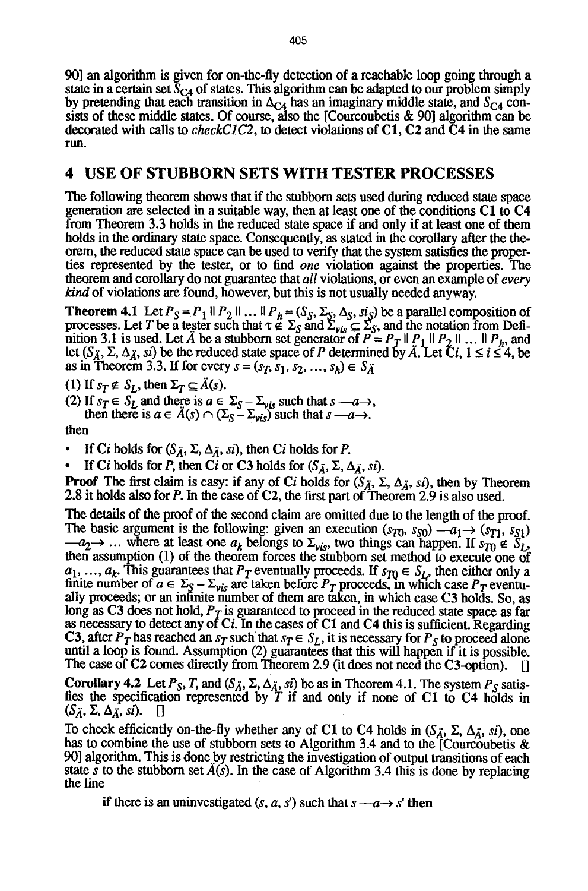90] an algorithm is given for on-the-fly detection of a reachable loop going through a state in a certain set $S_{C4}$ of states. This algorithm can be adapted to our problem simply by pretending that each transition in $\Delta_{C4}$ has an imaginary middle state, and $S_{C4}$ consists of these middle states. Of course, also the [Courcoubetis & 90] algorithm can be decorated with calls to *checkC1C2*, to detect violations of **C1**, **C2** and **C4** in the same run.

## 4 USE OF STUBBORN SETS WITH TESTER PROCESSES

The following theorem shows that if the stubborn sets used during reduced state space generation are selected in a suitable way, then at least one of the conditions **C1** to **C4** from Theorem 3.3 holds in the reduced state space if and only if at least one of them holds in the ordinary state space. Consequently, as stated in the corollary after the theorem, the reduced state space can be used to verify that the system satisfies the properties represented by the tester, or to find *one* violation against the properties. The theorem and corollary do not guarantee that *all* violations, or even an example of *every kind* of violations are found, however, but this is not usually needed anyway.

**Theorem 4.1** Let $P_S = P_1 \parallel P_2 \parallel \ldots \parallel P_h = (S_S, \Sigma_S, \Delta_S, si_S)$ be a parallel composition of processes. Let $T$ be a tester such that $\tau \notin \Sigma_S$ and $\Sigma_{vis} \subseteq \Sigma_S$, and the notation from Definition 3.1 is used. Let $\ddot{A}$ be a stubborn set generator of $P = P_T \parallel P_1 \parallel P_2 \parallel \ldots \parallel P_h$, and let $(S_{\ddot{A}}, \Sigma, \Delta_{\ddot{A}}, si)$ be the reduced state space of $P$ determined by $\ddot{A}$. Let **C***i*, $1 \leq i \leq 4$, be as in Theorem 3.3. If for every $s = (s_T, s_1, s_2, \ldots, s_h) \in S_{\ddot{A}}$

(1) If $s_T \notin S_L$, then $\Sigma_T \subseteq \ddot{A}(s)$.

(2) If $s_T \in S_L$ and there is $a \in \Sigma_S - \Sigma_{vis}$ such that $s \text{ —}a\text{→}$,
 then there is $a \in \ddot{A}(s) \cap (\Sigma_S - \Sigma_{vis})$ such that $s \text{ —}a\text{→}$.

then

- If **C***i* holds for $(S_{\ddot{A}}, \Sigma, \Delta_{\ddot{A}}, si)$, then **C***i* holds for $P$.
- If **C***i* holds for $P$, then **C***i* or **C3** holds for $(S_{\ddot{A}}, \Sigma, \Delta_{\ddot{A}}, si)$.

**Proof** The first claim is easy: if any of **C***i* holds for $(S_{\ddot{A}}, \Sigma, \Delta_{\ddot{A}}, si)$, then by Theorem 2.8 it holds also for $P$. In the case of **C2**, the first part of Theorem 2.9 is also used.

The details of the proof of the second claim are omitted due to the length of the proof. The basic argument is the following: given an execution $(s_{T0}, s_{S0}) \text{ —}a_1\text{→ } (s_{T1}, s_{S1}) \text{ —}a_2\text{→ } \ldots$ where at least one $a_k$ belongs to $\Sigma_{vis}$, two things can happen. If $s_{T0} \notin S_L$, then assumption (1) of the theorem forces the stubborn set method to execute one of $a_1, \ldots, a_k$. This guarantees that $P_T$ eventually proceeds. If $s_{T0} \in S_L$, then either only a finite number of $a \in \Sigma_S - \Sigma_{vis}$ are taken before $P_T$ proceeds, in which case $P_T$ eventually proceeds; or an infinite number of them are taken, in which case **C3** holds. So, as long as **C3** does not hold, $P_T$ is guaranteed to proceed in the reduced state space as far as necessary to detect any of **C***i*. In the cases of **C1** and **C4** this is sufficient. Regarding **C3**, after $P_T$ has reached an $s_T$ such that $s_T \in S_L$, it is necessary for $P_S$ to proceed alone until a loop is found. Assumption (2) guarantees that this will happen if it is possible. The case of **C2** comes directly from Theorem 2.9 (it does not need the **C3**-option). []

**Corollary 4.2** Let $P_S$, $T$, and $(S_{\ddot{A}}, \Sigma, \Delta_{\ddot{A}}, si)$ be as in Theorem 4.1. The system $P_S$ satisfies the specification represented by $T$ if and only if none of **C1** to **C4** holds in $(S_{\ddot{A}}, \Sigma, \Delta_{\ddot{A}}, si)$. []

To check efficiently on-the-fly whether any of **C1** to **C4** holds in $(S_{\ddot{A}}, \Sigma, \Delta_{\ddot{A}}, si)$, one has to combine the use of stubborn sets to Algorithm 3.4 and to the [Courcoubetis & 90] algorithm. This is done by restricting the investigation of output transitions of each state $s$ to the stubborn set $\ddot{A}(s)$. In the case of Algorithm 3.4 this is done by replacing the line

**if** there is an uninvestigated $(s, a, s')$ such that $s \text{ —}a\text{→ } s'$ **then**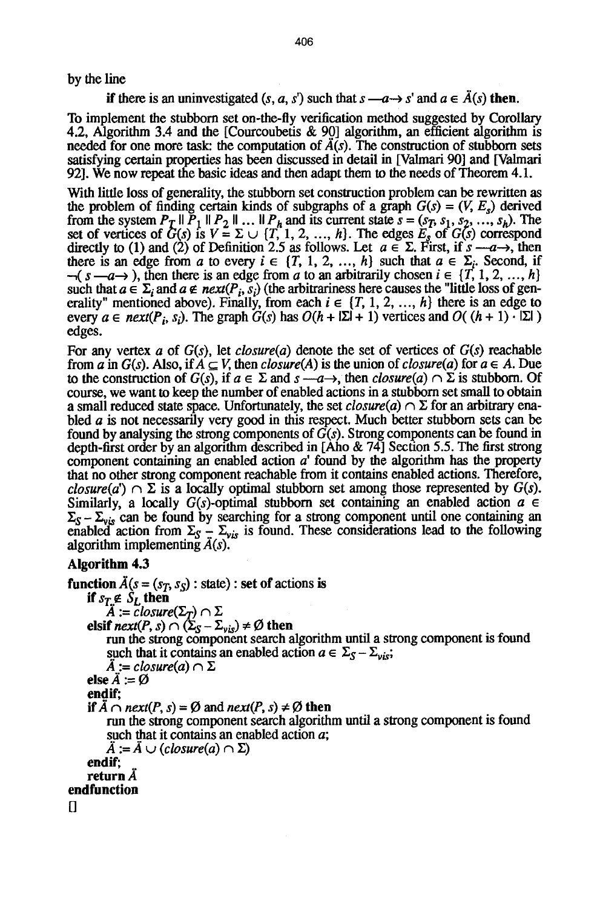by the line

**if** there is an uninvestigated $(s, a, s')$ such that $s \xrightarrow{a} s'$ and $a \in \ddot{A}(s)$ **then**.

To implement the stubborn set on-the-fly verification method suggested by Corollary 4.2, Algorithm 3.4 and the [Courcoubetis & 90] algorithm, an efficient algorithm is needed for one more task: the computation of $\ddot{A}(s)$. The construction of stubborn sets satisfying certain properties has been discussed in detail in [Valmari 90] and [Valmari 92]. We now repeat the basic ideas and then adapt them to the needs of Theorem 4.1.

With little loss of generality, the stubborn set construction problem can be rewritten as the problem of finding certain kinds of subgraphs of a graph $G(s) = (V, E_s)$ derived from the system $P_T \parallel P_1 \parallel P_2 \parallel \ldots \parallel P_h$ and its current state $s = (s_T, s_1, s_2, \ldots, s_h)$. The set of vertices of $G(s)$ is $V = \Sigma \cup \{T, 1, 2, \ldots, h\}$. The edges $E_s$ of $G(s)$ correspond directly to (1) and (2) of Definition 2.5 as follows. Let $a \in \Sigma$. First, if $s \xrightarrow{a}$, then there is an edge from $a$ to every $i \in \{T, 1, 2, \ldots, h\}$ such that $a \in \Sigma_i$. Second, if $\neg(s \xrightarrow{a})$, then there is an edge from $a$ to an arbitrarily chosen $i \in \{T, 1, 2, \ldots, h\}$ such that $a \in \Sigma_i$ and $a \notin next(P_i, s_i)$ (the arbitrariness here causes the "little loss of generality" mentioned above). Finally, from each $i \in \{T, 1, 2, \ldots, h\}$ there is an edge to every $a \in next(P_i, s_i)$. The graph $G(s)$ has $O(h + |\Sigma| + 1)$ vertices and $O((h + 1) \cdot |\Sigma|)$ edges.

For any vertex $a$ of $G(s)$, let $closure(a)$ denote the set of vertices of $G(s)$ reachable from $a$ in $G(s)$. Also, if $A \subseteq V$, then $closure(A)$ is the union of $closure(a)$ for $a \in A$. Due to the construction of $G(s)$, if $a \in \Sigma$ and $s \xrightarrow{a}$, then $closure(a) \cap \Sigma$ is stubborn. Of course, we want to keep the number of enabled actions in a stubborn set small to obtain a small reduced state space. Unfortunately, the set $closure(a) \cap \Sigma$ for an arbitrary enabled $a$ is not necessarily very good in this respect. Much better stubborn sets can be found by analysing the strong components of $G(s)$. Strong components can be found in depth-first order by an algorithm described in [Aho & 74] Section 5.5. The first strong component containing an enabled action $a'$ found by the algorithm has the property that no other strong component reachable from it contains enabled actions. Therefore, $closure(a') \cap \Sigma$ is a locally optimal stubborn set among those represented by $G(s)$. Similarly, a locally $G(s)$-optimal stubborn set containing an enabled action $a \in \Sigma_S - \Sigma_{vis}$ can be found by searching for a strong component until one containing an enabled action from $\Sigma_S - \Sigma_{vis}$ is found. These considerations lead to the following algorithm implementing $\ddot{A}(s)$.

**Algorithm 4.3**

**function** $\ddot{A}(s = (s_T, s_S)$ : state) : **set of actions is**
&nbsp;&nbsp;&nbsp;&nbsp;**if** $s_T \notin S_L$ **then**
&nbsp;&nbsp;&nbsp;&nbsp;&nbsp;&nbsp;&nbsp;&nbsp;$\ddot{A} := closure(\Sigma_T) \cap \Sigma$
&nbsp;&nbsp;&nbsp;&nbsp;**elsif** $next(P, s) \cap (\Sigma_S - \Sigma_{vis}) \neq \emptyset$ **then**
&nbsp;&nbsp;&nbsp;&nbsp;&nbsp;&nbsp;&nbsp;&nbsp;run the strong component search algorithm until a strong component is found
&nbsp;&nbsp;&nbsp;&nbsp;&nbsp;&nbsp;&nbsp;&nbsp;such that it contains an enabled action $a \in \Sigma_S - \Sigma_{vis}$;
&nbsp;&nbsp;&nbsp;&nbsp;&nbsp;&nbsp;&nbsp;&nbsp;$\ddot{A} := closure(a) \cap \Sigma$
&nbsp;&nbsp;&nbsp;&nbsp;**else** $\ddot{A} := \emptyset$
&nbsp;&nbsp;&nbsp;&nbsp;**endif**;
&nbsp;&nbsp;&nbsp;&nbsp;**if** $\ddot{A} \cap next(P, s) = \emptyset$ and $next(P, s) \neq \emptyset$ **then**
&nbsp;&nbsp;&nbsp;&nbsp;&nbsp;&nbsp;&nbsp;&nbsp;run the strong component search algorithm until a strong component is found
&nbsp;&nbsp;&nbsp;&nbsp;&nbsp;&nbsp;&nbsp;&nbsp;such that it contains an enabled action $a$;
&nbsp;&nbsp;&nbsp;&nbsp;&nbsp;&nbsp;&nbsp;&nbsp;$\ddot{A} := \ddot{A} \cup (closure(a) \cap \Sigma)$
&nbsp;&nbsp;&nbsp;&nbsp;**endif**;
&nbsp;&nbsp;&nbsp;&nbsp;**return** $\ddot{A}$
**endfunction**

□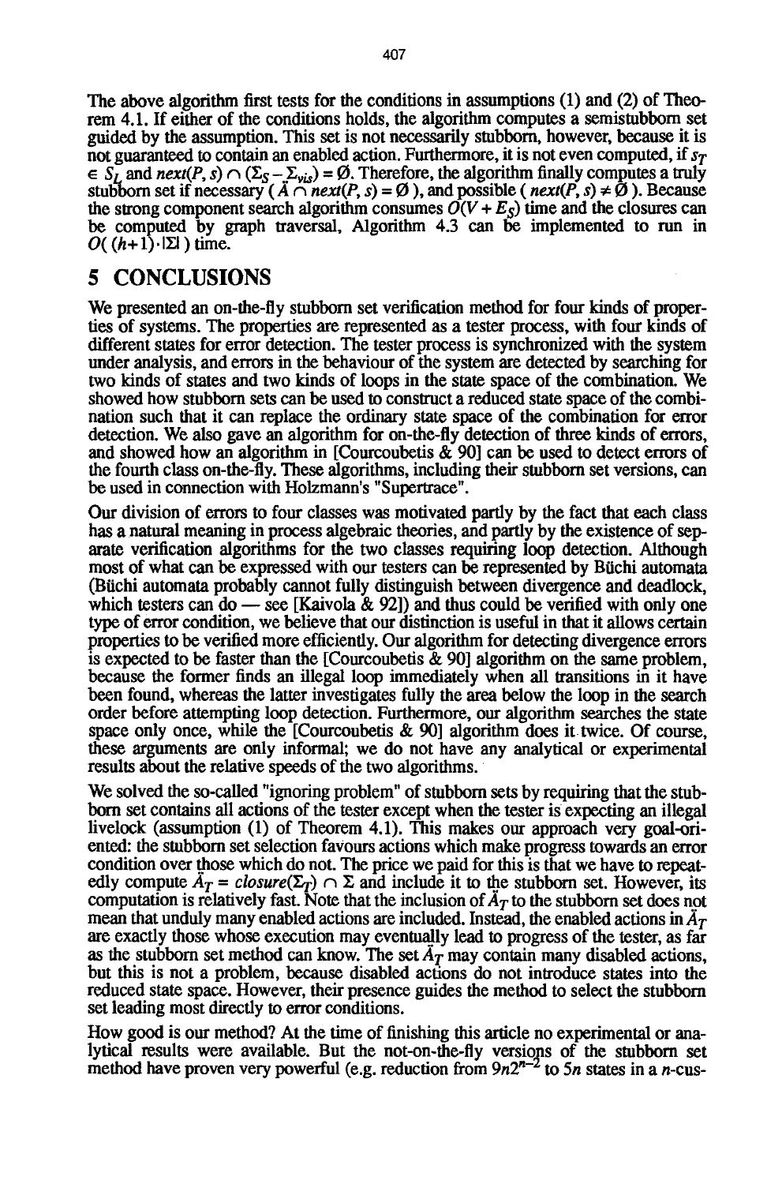The above algorithm first tests for the conditions in assumptions (1) and (2) of Theorem 4.1. If either of the conditions holds, the algorithm computes a semistubborn set guided by the assumption. This set is not necessarily stubborn, however, because it is not guaranteed to contain an enabled action. Furthermore, it is not even computed, if $s_T \in S_L$ and $next(P, s) \cap (\Sigma_S - \Sigma_{vis}) = \emptyset$. Therefore, the algorithm finally computes a truly stubborn set if necessary ( $\ddot{A} \cap next(P, s) = \emptyset$ ), and possible ( $next(P, s) \neq \emptyset$ ). Because the strong component search algorithm consumes $O(V + E_S)$ time and the closures can be computed by graph traversal, Algorithm 4.3 can be implemented to run in $O((h+1) \cdot |\Sigma|)$ time.

# 5 CONCLUSIONS

We presented an on-the-fly stubborn set verification method for four kinds of properties of systems. The properties are represented as a tester process, with four kinds of different states for error detection. The tester process is synchronized with the system under analysis, and errors in the behaviour of the system are detected by searching for two kinds of states and two kinds of loops in the state space of the combination. We showed how stubborn sets can be used to construct a reduced state space of the combination such that it can replace the ordinary state space of the combination for error detection. We also gave an algorithm for on-the-fly detection of three kinds of errors, and showed how an algorithm in [Courcoubetis & 90] can be used to detect errors of the fourth class on-the-fly. These algorithms, including their stubborn set versions, can be used in connection with Holzmann's "Supertrace".

Our division of errors to four classes was motivated partly by the fact that each class has a natural meaning in process algebraic theories, and partly by the existence of separate verification algorithms for the two classes requiring loop detection. Although most of what can be expressed with our testers can be represented by Büchi automata (Büchi automata probably cannot fully distinguish between divergence and deadlock, which testers can do — see [Kaivola & 92]) and thus could be verified with only one type of error condition, we believe that our distinction is useful in that it allows certain properties to be verified more efficiently. Our algorithm for detecting divergence errors is expected to be faster than the [Courcoubetis & 90] algorithm on the same problem, because the former finds an illegal loop immediately when all transitions in it have been found, whereas the latter investigates fully the area below the loop in the search order before attempting loop detection. Furthermore, our algorithm searches the state space only once, while the [Courcoubetis & 90] algorithm does it twice. Of course, these arguments are only informal; we do not have any analytical or experimental results about the relative speeds of the two algorithms.

We solved the so-called "ignoring problem" of stubborn sets by requiring that the stubborn set contains all actions of the tester except when the tester is expecting an illegal livelock (assumption (1) of Theorem 4.1). This makes our approach very goal-oriented: the stubborn set selection favours actions which make progress towards an error condition over those which do not. The price we paid for this is that we have to repeatedly compute $\ddot{A}_T = closure(\Sigma_T) \cap \Sigma$ and include it to the stubborn set. However, its computation is relatively fast. Note that the inclusion of $\ddot{A}_T$ to the stubborn set does not mean that unduly many enabled actions are included. Instead, the enabled actions in $\ddot{A}_T$ are exactly those whose execution may eventually lead to progress of the tester, as far as the stubborn set method can know. The set $\ddot{A}_T$ may contain many disabled actions, but this is not a problem, because disabled actions do not introduce states into the reduced state space. However, their presence guides the method to select the stubborn set leading most directly to error conditions.

How good is our method? At the time of finishing this article no experimental or analytical results were available. But the not-on-the-fly versions of the stubborn set method have proven very powerful (e.g. reduction from $9n2^{n-2}$ to $5n$ states in a $n$-cus-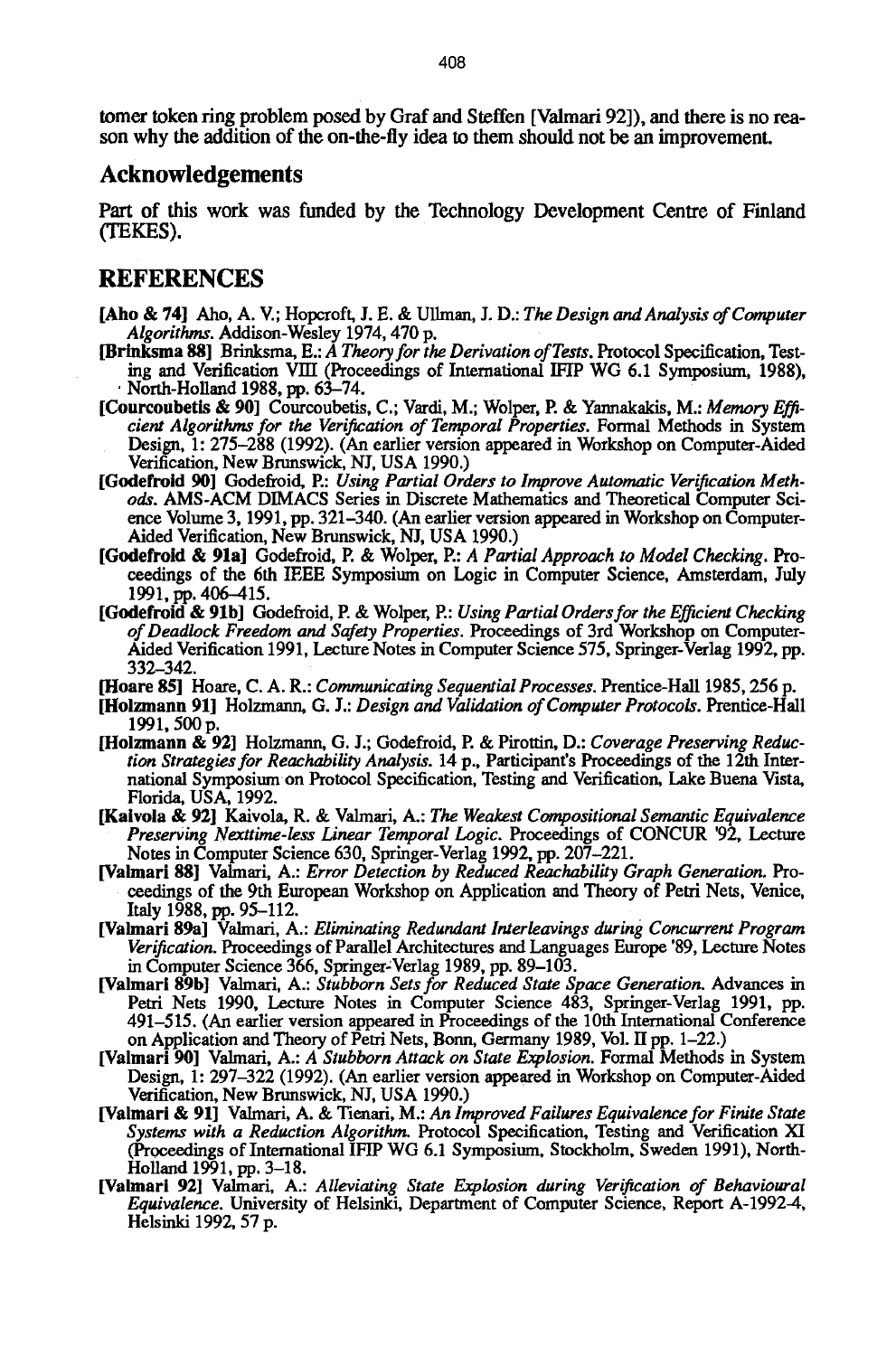tomer token ring problem posed by Graf and Steffen [Valmari 92]), and there is no reason why the addition of the on-the-fly idea to them should not be an improvement.

## Acknowledgements

Part of this work was funded by the Technology Development Centre of Finland (TEKES).

## REFERENCES

**[Aho & 74]** Aho, A. V.; Hopcroft, J. E. & Ullman, J. D.: *The Design and Analysis of Computer Algorithms*. Addison-Wesley 1974, 470 p.

**[Brinksma 88]** Brinksma, E.: *A Theory for the Derivation of Tests*. Protocol Specification, Testing and Verification VIII (Proceedings of International IFIP WG 6.1 Symposium, 1988), North-Holland 1988, pp. 63–74.

**[Courcoubetis & 90]** Courcoubetis, C.; Vardi, M.; Wolper, P. & Yannakakis, M.: *Memory Efficient Algorithms for the Verification of Temporal Properties*. Formal Methods in System Design, 1: 275–288 (1992). (An earlier version appeared in Workshop on Computer-Aided Verification, New Brunswick, NJ, USA 1990.)

**[Godefroid 90]** Godefroid, P.: *Using Partial Orders to Improve Automatic Verification Methods*. AMS-ACM DIMACS Series in Discrete Mathematics and Theoretical Computer Science Volume 3, 1991, pp. 321–340. (An earlier version appeared in Workshop on Computer-Aided Verification, New Brunswick, NJ, USA 1990.)

**[Godefroid & 91a]** Godefroid, P. & Wolper, P.: *A Partial Approach to Model Checking*. Proceedings of the 6th IEEE Symposium on Logic in Computer Science, Amsterdam, July 1991, pp. 406–415.

**[Godefroid & 91b]** Godefroid, P. & Wolper, P.: *Using Partial Orders for the Efficient Checking of Deadlock Freedom and Safety Properties*. Proceedings of 3rd Workshop on Computer-Aided Verification 1991, Lecture Notes in Computer Science 575, Springer-Verlag 1992, pp. 332–342.

**[Hoare 85]** Hoare, C. A. R.: *Communicating Sequential Processes*. Prentice-Hall 1985, 256 p.

**[Holzmann 91]** Holzmann, G. J.: *Design and Validation of Computer Protocols*. Prentice-Hall 1991, 500 p.

**[Holzmann & 92]** Holzmann, G. J.; Godefroid, P. & Pirottin, D.: *Coverage Preserving Reduction Strategies for Reachability Analysis*. 14 p., Participant's Proceedings of the 12th International Symposium on Protocol Specification, Testing and Verification, Lake Buena Vista, Florida, USA, 1992.

**[Kaivola & 92]** Kaivola, R. & Valmari, A.: *The Weakest Compositional Semantic Equivalence Preserving Nexttime-less Linear Temporal Logic*. Proceedings of CONCUR '92, Lecture Notes in Computer Science 630, Springer-Verlag 1992, pp. 207–221.

**[Valmari 88]** Valmari, A.: *Error Detection by Reduced Reachability Graph Generation*. Proceedings of the 9th European Workshop on Application and Theory of Petri Nets, Venice, Italy 1988, pp. 95–112.

**[Valmari 89a]** Valmari, A.: *Eliminating Redundant Interleavings during Concurrent Program Verification*. Proceedings of Parallel Architectures and Languages Europe '89, Lecture Notes in Computer Science 366, Springer-Verlag 1989, pp. 89–103.

**[Valmari 89b]** Valmari, A.: *Stubborn Sets for Reduced State Space Generation*. Advances in Petri Nets 1990, Lecture Notes in Computer Science 483, Springer-Verlag 1991, pp. 491–515. (An earlier version appeared in Proceedings of the 10th International Conference on Application and Theory of Petri Nets, Bonn, Germany 1989, Vol. II pp. 1–22.)

**[Valmari 90]** Valmari, A.: *A Stubborn Attack on State Explosion*. Formal Methods in System Design, 1: 297–322 (1992). (An earlier version appeared in Workshop on Computer-Aided Verification, New Brunswick, NJ, USA 1990.)

**[Valmari & 91]** Valmari, A. & Tienari, M.: *An Improved Failures Equivalence for Finite State Systems with a Reduction Algorithm*. Protocol Specification, Testing and Verification XI (Proceedings of International IFIP WG 6.1 Symposium, Stockholm, Sweden 1991), North-Holland 1991, pp. 3–18.

**[Valmari 92]** Valmari, A.: *Alleviating State Explosion during Verification of Behavioural Equivalence*. University of Helsinki, Department of Computer Science, Report A-1992-4, Helsinki 1992, 57 p.